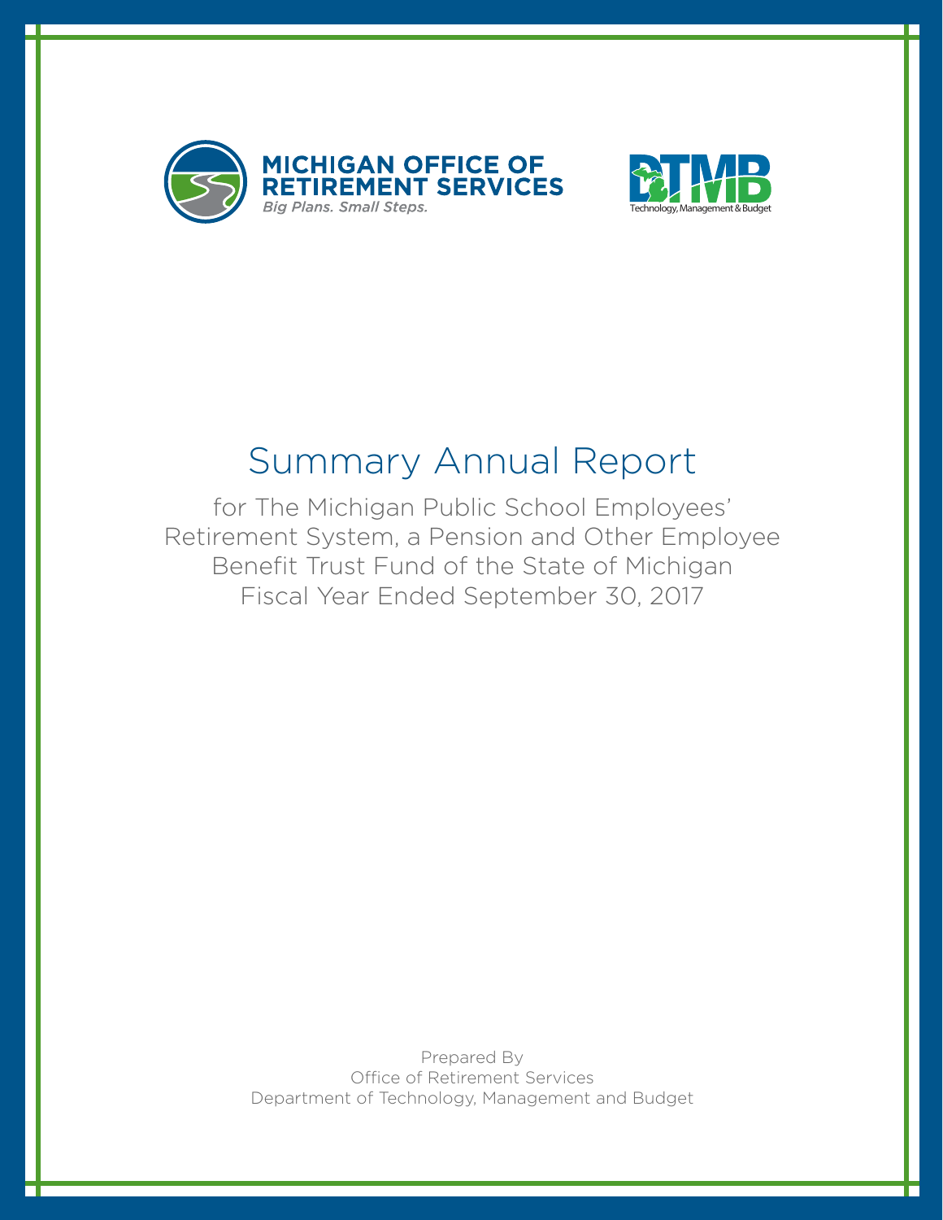MICHIGAN OFFICE OF RETIREMENT SERVICES

*Big Plans. Small Steps.*

DTMB Technology, Management & Budget

# Summary Annual Report

for The Michigan Public School Employees' Retirement System, a Pension and Other Employee Benefit Trust Fund of the State of Michigan
Fiscal Year Ended September 30, 2017

Prepared By
Office of Retirement Services
Department of Technology, Management and Budget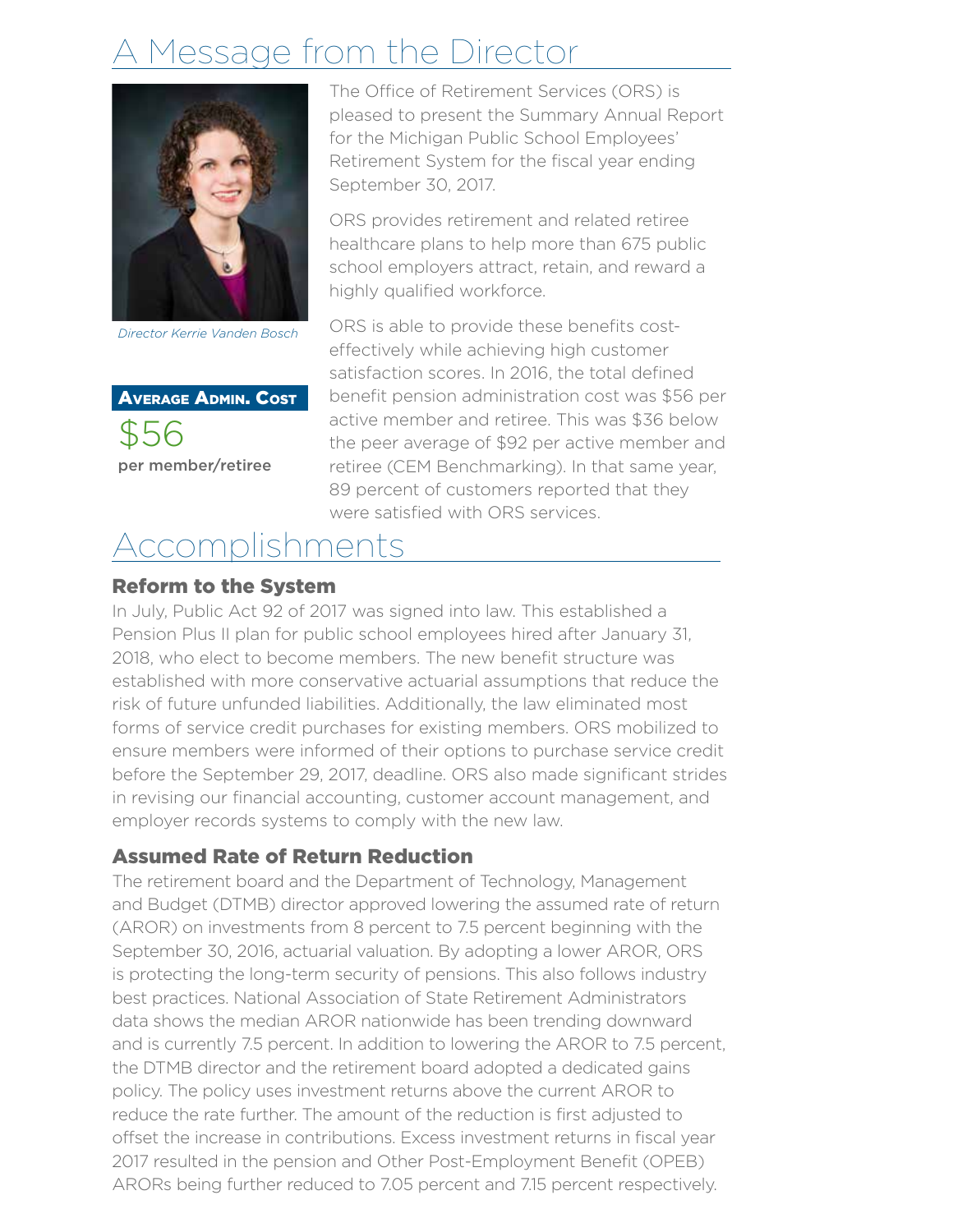# A Message from the Director

*Director Kerrie Vanden Bosch*

**Average Admin. Cost**

$56

**per member/retiree**

The Office of Retirement Services (ORS) is pleased to present the Summary Annual Report for the Michigan Public School Employees' Retirement System for the fiscal year ending September 30, 2017.

ORS provides retirement and related retiree healthcare plans to help more than 675 public school employers attract, retain, and reward a highly qualified workforce.

ORS is able to provide these benefits cost-effectively while achieving high customer satisfaction scores. In 2016, the total defined benefit pension administration cost was $56 per active member and retiree. This was $36 below the peer average of $92 per active member and retiree (CEM Benchmarking). In that same year, 89 percent of customers reported that they were satisfied with ORS services.

# Accomplishments

### Reform to the System

In July, Public Act 92 of 2017 was signed into law. This established a Pension Plus II plan for public school employees hired after January 31, 2018, who elect to become members. The new benefit structure was established with more conservative actuarial assumptions that reduce the risk of future unfunded liabilities. Additionally, the law eliminated most forms of service credit purchases for existing members. ORS mobilized to ensure members were informed of their options to purchase service credit before the September 29, 2017, deadline. ORS also made significant strides in revising our financial accounting, customer account management, and employer records systems to comply with the new law.

### Assumed Rate of Return Reduction

The retirement board and the Department of Technology, Management and Budget (DTMB) director approved lowering the assumed rate of return (AROR) on investments from 8 percent to 7.5 percent beginning with the September 30, 2016, actuarial valuation. By adopting a lower AROR, ORS is protecting the long-term security of pensions. This also follows industry best practices. National Association of State Retirement Administrators data shows the median AROR nationwide has been trending downward and is currently 7.5 percent. In addition to lowering the AROR to 7.5 percent, the DTMB director and the retirement board adopted a dedicated gains policy. The policy uses investment returns above the current AROR to reduce the rate further. The amount of the reduction is first adjusted to offset the increase in contributions. Excess investment returns in fiscal year 2017 resulted in the pension and Other Post-Employment Benefit (OPEB) ARORs being further reduced to 7.05 percent and 7.15 percent respectively.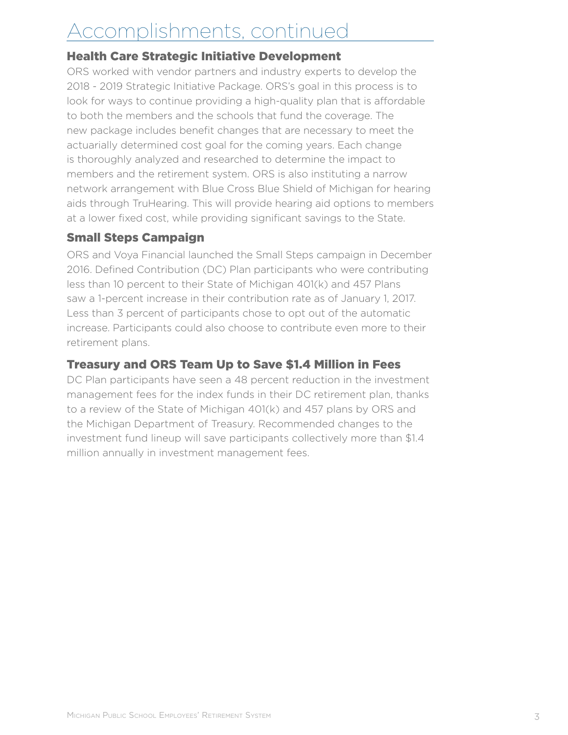# Accomplishments, continued

## Health Care Strategic Initiative Development

ORS worked with vendor partners and industry experts to develop the 2018 - 2019 Strategic Initiative Package. ORS's goal in this process is to look for ways to continue providing a high-quality plan that is affordable to both the members and the schools that fund the coverage. The new package includes benefit changes that are necessary to meet the actuarially determined cost goal for the coming years. Each change is thoroughly analyzed and researched to determine the impact to members and the retirement system. ORS is also instituting a narrow network arrangement with Blue Cross Blue Shield of Michigan for hearing aids through TruHearing. This will provide hearing aid options to members at a lower fixed cost, while providing significant savings to the State.

## Small Steps Campaign

ORS and Voya Financial launched the Small Steps campaign in December 2016. Defined Contribution (DC) Plan participants who were contributing less than 10 percent to their State of Michigan 401(k) and 457 Plans saw a 1-percent increase in their contribution rate as of January 1, 2017. Less than 3 percent of participants chose to opt out of the automatic increase. Participants could also choose to contribute even more to their retirement plans.

## Treasury and ORS Team Up to Save $1.4 Million in Fees

DC Plan participants have seen a 48 percent reduction in the investment management fees for the index funds in their DC retirement plan, thanks to a review of the State of Michigan 401(k) and 457 plans by ORS and the Michigan Department of Treasury. Recommended changes to the investment fund lineup will save participants collectively more than $1.4 million annually in investment management fees.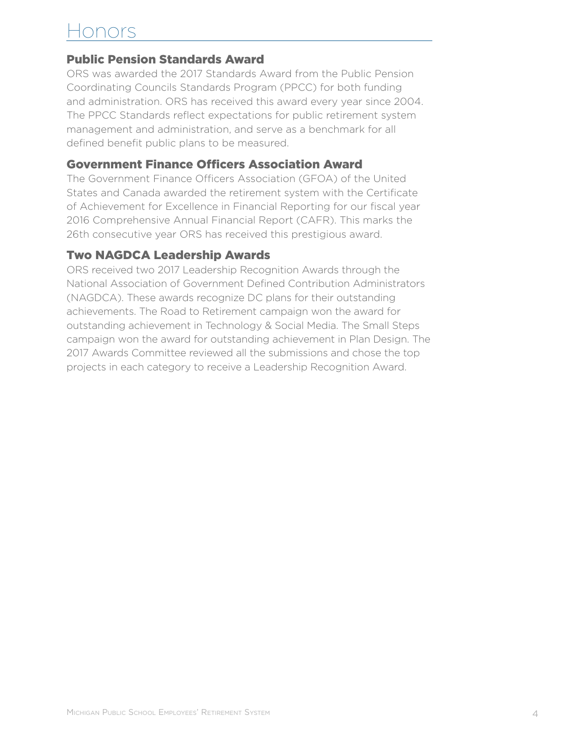# Honors

## Public Pension Standards Award

ORS was awarded the 2017 Standards Award from the Public Pension Coordinating Councils Standards Program (PPCC) for both funding and administration. ORS has received this award every year since 2004. The PPCC Standards reflect expectations for public retirement system management and administration, and serve as a benchmark for all defined benefit public plans to be measured.

## Government Finance Officers Association Award

The Government Finance Officers Association (GFOA) of the United States and Canada awarded the retirement system with the Certificate of Achievement for Excellence in Financial Reporting for our fiscal year 2016 Comprehensive Annual Financial Report (CAFR). This marks the 26th consecutive year ORS has received this prestigious award.

## Two NAGDCA Leadership Awards

ORS received two 2017 Leadership Recognition Awards through the National Association of Government Defined Contribution Administrators (NAGDCA). These awards recognize DC plans for their outstanding achievements. The Road to Retirement campaign won the award for outstanding achievement in Technology & Social Media. The Small Steps campaign won the award for outstanding achievement in Plan Design. The 2017 Awards Committee reviewed all the submissions and chose the top projects in each category to receive a Leadership Recognition Award.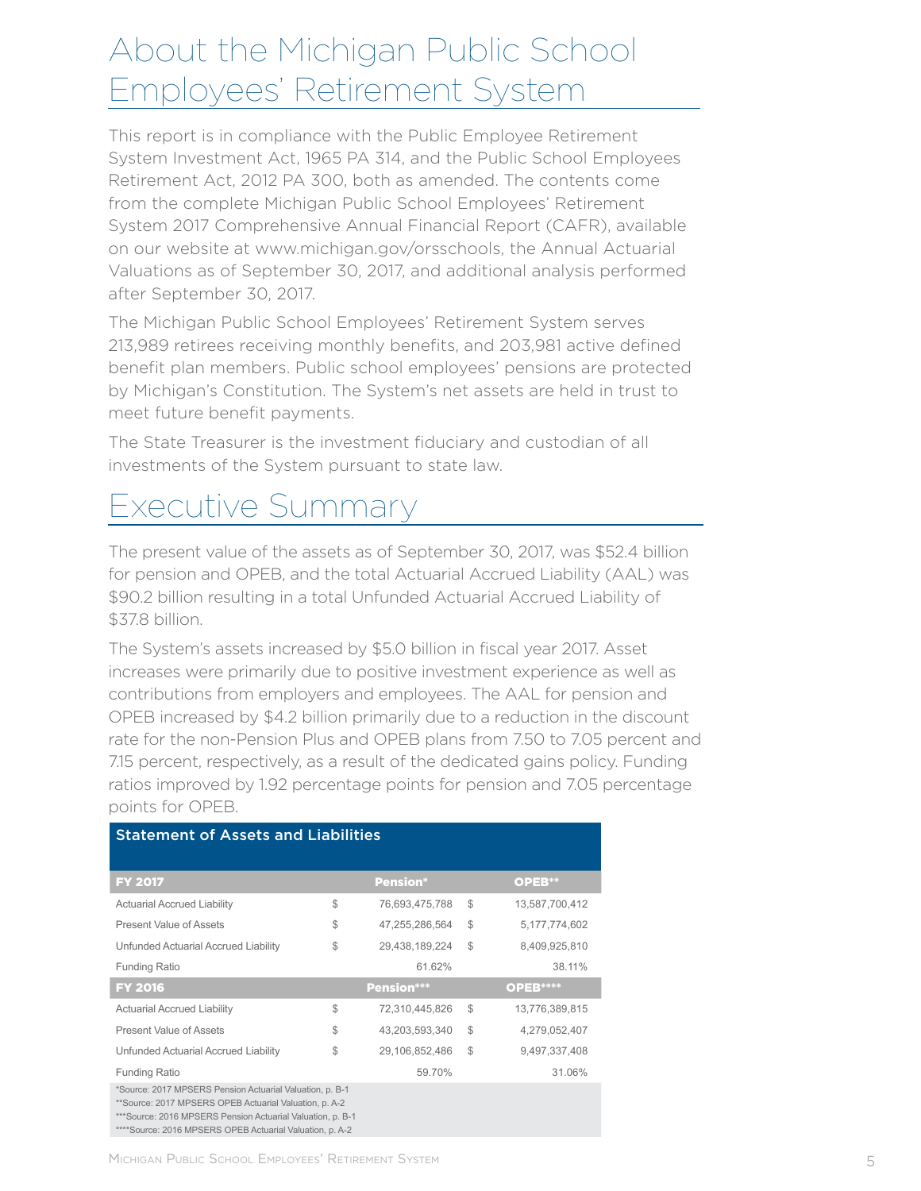# About the Michigan Public School Employees' Retirement System

This report is in compliance with the Public Employee Retirement System Investment Act, 1965 PA 314, and the Public School Employees Retirement Act, 2012 PA 300, both as amended. The contents come from the complete Michigan Public School Employees' Retirement System 2017 Comprehensive Annual Financial Report (CAFR), available on our website at www.michigan.gov/orsschools, the Annual Actuarial Valuations as of September 30, 2017, and additional analysis performed after September 30, 2017.

The Michigan Public School Employees' Retirement System serves 213,989 retirees receiving monthly benefits, and 203,981 active defined benefit plan members. Public school employees' pensions are protected by Michigan's Constitution. The System's net assets are held in trust to meet future benefit payments.

The State Treasurer is the investment fiduciary and custodian of all investments of the System pursuant to state law.

# Executive Summary

The present value of the assets as of September 30, 2017, was $52.4 billion for pension and OPEB, and the total Actuarial Accrued Liability (AAL) was $90.2 billion resulting in a total Unfunded Actuarial Accrued Liability of $37.8 billion.

The System's assets increased by $5.0 billion in fiscal year 2017. Asset increases were primarily due to positive investment experience as well as contributions from employers and employees. The AAL for pension and OPEB increased by $4.2 billion primarily due to a reduction in the discount rate for the non-Pension Plus and OPEB plans from 7.50 to 7.05 percent and 7.15 percent, respectively, as a result of the dedicated gains policy. Funding ratios improved by 1.92 percentage points for pension and 7.05 percentage points for OPEB.

**Statement of Assets and Liabilities**

| **FY 2017** | | **Pension*** | | **OPEB**** |
|---|---|---|---|---|
| Actuarial Accrued Liability | $ | 76,693,475,788 | $ | 13,587,700,412 |
| Present Value of Assets | $ | 47,255,286,564 | $ | 5,177,774,602 |
| Unfunded Actuarial Accrued Liability | $ | 29,438,189,224 | $ | 8,409,925,810 |
| Funding Ratio | | 61.62% | | 38.11% |
| **FY 2016** | | **Pension***** | | **OPEB****** |
| Actuarial Accrued Liability | $ | 72,310,445,826 | $ | 13,776,389,815 |
| Present Value of Assets | $ | 43,203,593,340 | $ | 4,279,052,407 |
| Unfunded Actuarial Accrued Liability | $ | 29,106,852,486 | $ | 9,497,337,408 |
| Funding Ratio | | 59.70% | | 31.06% |

*Source: 2017 MPSERS Pension Actuarial Valuation, p. B-1
**Source: 2017 MPSERS OPEB Actuarial Valuation, p. A-2
***Source: 2016 MPSERS Pension Actuarial Valuation, p. B-1
****Source: 2016 MPSERS OPEB Actuarial Valuation, p. A-2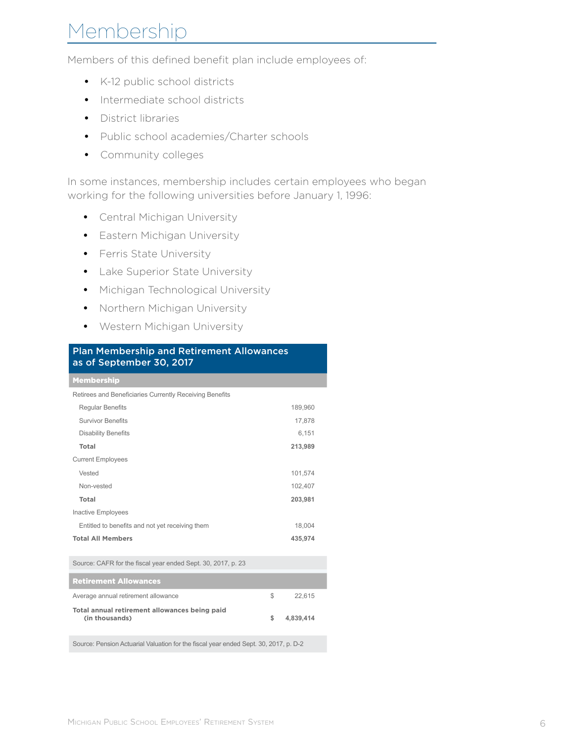# Membership

Members of this defined benefit plan include employees of:

- K-12 public school districts
- Intermediate school districts
- District libraries
- Public school academies/Charter schools
- Community colleges

In some instances, membership includes certain employees who began working for the following universities before January 1, 1996:

- Central Michigan University
- Eastern Michigan University
- Ferris State University
- Lake Superior State University
- Michigan Technological University
- Northern Michigan University
- Western Michigan University

**Plan Membership and Retirement Allowances as of September 30, 2017**

| Membership | |
|---|---|
| Retirees and Beneficiaries Currently Receiving Benefits | |
| Regular Benefits | 189,960 |
| Survivor Benefits | 17,878 |
| Disability Benefits | 6,151 |
| **Total** | **213,989** |
| Current Employees | |
| Vested | 101,574 |
| Non-vested | 102,407 |
| **Total** | **203,981** |
| Inactive Employees | |
| Entitled to benefits and not yet receiving them | 18,004 |
| **Total All Members** | **435,974** |

Source: CAFR for the fiscal year ended Sept. 30, 2017, p. 23

| Retirement Allowances | |
|---|---|
| Average annual retirement allowance | $ 22,615 |
| **Total annual retirement allowances being paid (in thousands)** | **$ 4,839,414** |

Source: Pension Actuarial Valuation for the fiscal year ended Sept. 30, 2017, p. D-2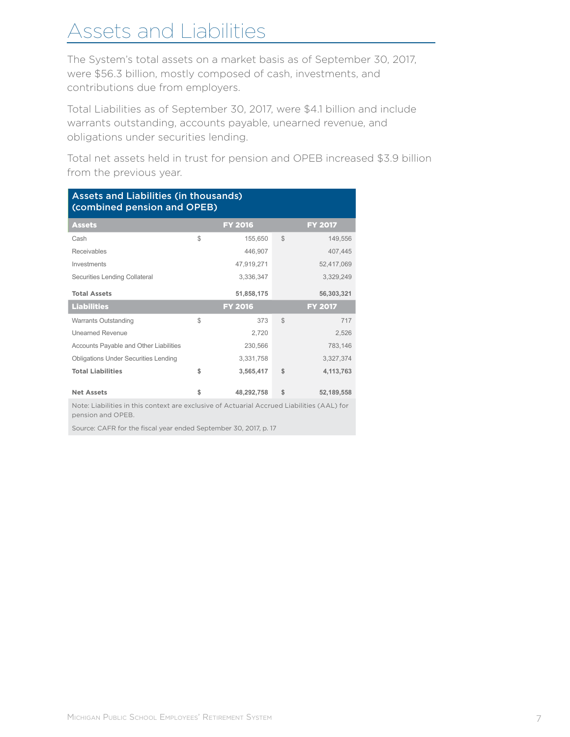# Assets and Liabilities

The System's total assets on a market basis as of September 30, 2017, were $56.3 billion, mostly composed of cash, investments, and contributions due from employers.

Total Liabilities as of September 30, 2017, were $4.1 billion and include warrants outstanding, accounts payable, unearned revenue, and obligations under securities lending.

Total net assets held in trust for pension and OPEB increased $3.9 billion from the previous year.

**Assets and Liabilities (in thousands) (combined pension and OPEB)**

| **Assets** | | **FY 2016** | | **FY 2017** |
|---|---|---|---|---|
| Cash | $ | 155,650 | $ | 149,556 |
| Receivables | | 446,907 | | 407,445 |
| Investments | | 47,919,271 | | 52,417,069 |
| Securities Lending Collateral | | 3,336,347 | | 3,329,249 |
| **Total Assets** | | **51,858,175** | | **56,303,321** |
| **Liabilities** | | **FY 2016** | | **FY 2017** |
| Warrants Outstanding | $ | 373 | $ | 717 |
| Unearned Revenue | | 2,720 | | 2,526 |
| Accounts Payable and Other Liabilities | | 230,566 | | 783,146 |
| Obligations Under Securities Lending | | 3,331,758 | | 3,327,374 |
| **Total Liabilities** | **$** | **3,565,417** | **$** | **4,113,763** |
| **Net Assets** | **$** | **48,292,758** | **$** | **52,189,558** |

Note: Liabilities in this context are exclusive of Actuarial Accrued Liabilities (AAL) for pension and OPEB.

Source: CAFR for the fiscal year ended September 30, 2017, p. 17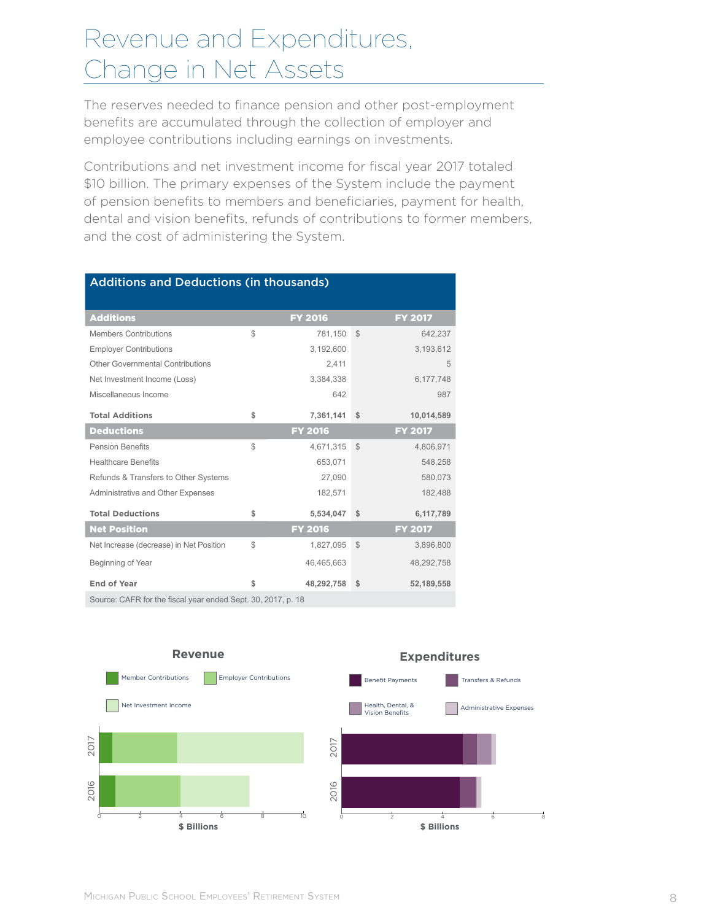# Revenue and Expenditures, Change in Net Assets

The reserves needed to finance pension and other post-employment benefits are accumulated through the collection of employer and employee contributions including earnings on investments.

Contributions and net investment income for fiscal year 2017 totaled $10 billion. The primary expenses of the System include the payment of pension benefits to members and beneficiaries, payment for health, dental and vision benefits, refunds of contributions to former members, and the cost of administering the System.

**Additions and Deductions (in thousands)**

| **Additions** | | **FY 2016** | | **FY 2017** |
|---|---|---|---|---|
| Members Contributions | $ | 781,150 | $ | 642,237 |
| Employer Contributions | | 3,192,600 | | 3,193,612 |
| Other Governmental Contributions | | 2,411 | | 5 |
| Net Investment Income (Loss) | | 3,384,338 | | 6,177,748 |
| Miscellaneous Income | | 642 | | 987 |
| **Total Additions** | **$** | **7,361,141** | **$** | **10,014,589** |
| **Deductions** | | **FY 2016** | | **FY 2017** |
| Pension Benefits | $ | 4,671,315 | $ | 4,806,971 |
| Healthcare Benefits | | 653,071 | | 548,258 |
| Refunds & Transfers to Other Systems | | 27,090 | | 580,073 |
| Administrative and Other Expenses | | 182,571 | | 182,488 |
| **Total Deductions** | **$** | **5,534,047** | **$** | **6,117,789** |
| **Net Position** | | **FY 2016** | | **FY 2017** |
| Net Increase (decrease) in Net Position | $ | 1,827,095 | $ | 3,896,800 |
| Beginning of Year | | 46,465,663 | | 48,292,758 |
| **End of Year** | **$** | **48,292,758** | **$** | **52,189,558** |

Source: CAFR for the fiscal year ended Sept. 30, 2017, p. 18

**Revenue**

Member Contributions | Employer Contributions | Net Investment Income

$ Billions

**Expenditures**

Benefit Payments | Transfers & Refunds | Health, Dental, & Vision Benefits | Administrative Expenses

$ Billions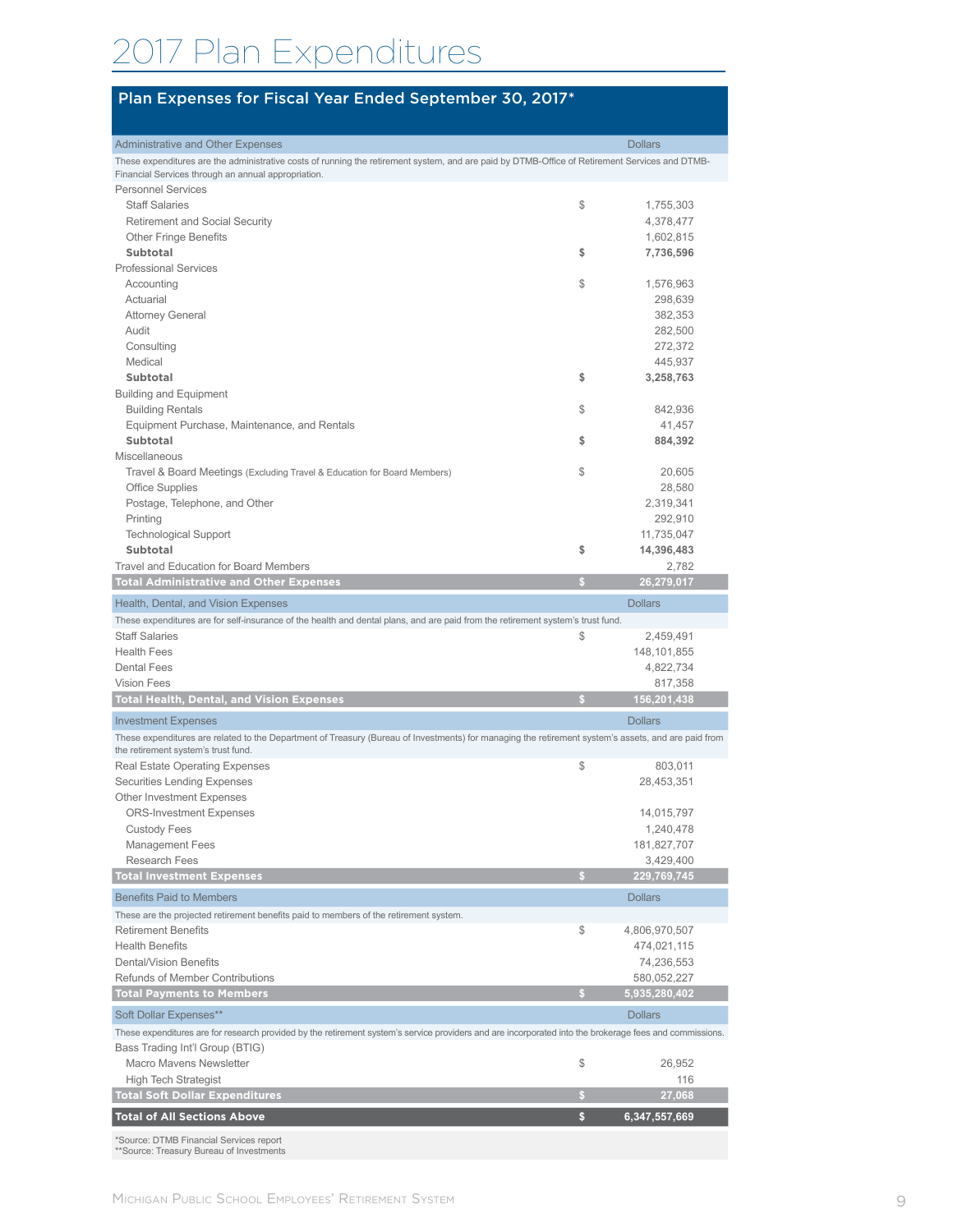# 2017 Plan Expenditures

## Plan Expenses for Fiscal Year Ended September 30, 2017*

| Administrative and Other Expenses | | Dollars |
|---|---|---|
| These expenditures are the administrative costs of running the retirement system, and are paid by DTMB-Office of Retirement Services and DTMB-Financial Services through an annual appropriation. | | |
| Personnel Services | | |
| Staff Salaries | $ | 1,755,303 |
| Retirement and Social Security | | 4,378,477 |
| Other Fringe Benefits | | 1,602,815 |
| **Subtotal** | **$** | **7,736,596** |
| Professional Services | | |
| Accounting | $ | 1,576,963 |
| Actuarial | | 298,639 |
| Attorney General | | 382,353 |
| Audit | | 282,500 |
| Consulting | | 272,372 |
| Medical | | 445,937 |
| **Subtotal** | **$** | **3,258,763** |
| Building and Equipment | | |
| Building Rentals | $ | 842,936 |
| Equipment Purchase, Maintenance, and Rentals | | 41,457 |
| **Subtotal** | **$** | **884,392** |
| Miscellaneous | | |
| Travel & Board Meetings (Excluding Travel & Education for Board Members) | $ | 20,605 |
| Office Supplies | | 28,580 |
| Postage, Telephone, and Other | | 2,319,341 |
| Printing | | 292,910 |
| Technological Support | | 11,735,047 |
| **Subtotal** | **$** | **14,396,483** |
| Travel and Education for Board Members | | 2,782 |
| **Total Administrative and Other Expenses** | **$** | **26,279,017** |

| Health, Dental, and Vision Expenses | | Dollars |
|---|---|---|
| These expenditures are for self-insurance of the health and dental plans, and are paid from the retirement system's trust fund. | | |
| Staff Salaries | $ | 2,459,491 |
| Health Fees | | 148,101,855 |
| Dental Fees | | 4,822,734 |
| Vision Fees | | 817,358 |
| **Total Health, Dental, and Vision Expenses** | **$** | **156,201,438** |

| Investment Expenses | | Dollars |
|---|---|---|
| These expenditures are related to the Department of Treasury (Bureau of Investments) for managing the retirement system's assets, and are paid from the retirement system's trust fund. | | |
| Real Estate Operating Expenses | $ | 803,011 |
| Securities Lending Expenses | | 28,453,351 |
| Other Investment Expenses | | |
| ORS-Investment Expenses | | 14,015,797 |
| Custody Fees | | 1,240,478 |
| Management Fees | | 181,827,707 |
| Research Fees | | 3,429,400 |
| **Total Investment Expenses** | **$** | **229,769,745** |

| Benefits Paid to Members | | Dollars |
|---|---|---|
| These are the projected retirement benefits paid to members of the retirement system. | | |
| Retirement Benefits | $ | 4,806,970,507 |
| Health Benefits | | 474,021,115 |
| Dental/Vision Benefits | | 74,236,553 |
| Refunds of Member Contributions | | 580,052,227 |
| **Total Payments to Members** | **$** | **5,935,280,402** |

| Soft Dollar Expenses** | | Dollars |
|---|---|---|
| These expenditures are for research provided by the retirement system's service providers and are incorporated into the brokerage fees and commissions. | | |
| Bass Trading Int'l Group (BTIG) | | |
| Macro Mavens Newsletter | $ | 26,952 |
| High Tech Strategist | | 116 |
| **Total Soft Dollar Expenditures** | **$** | **27,068** |

| **Total of All Sections Above** | **$** | **6,347,557,669** |
|---|---|---|

*Source: DTMB Financial Services report
**Source: Treasury Bureau of Investments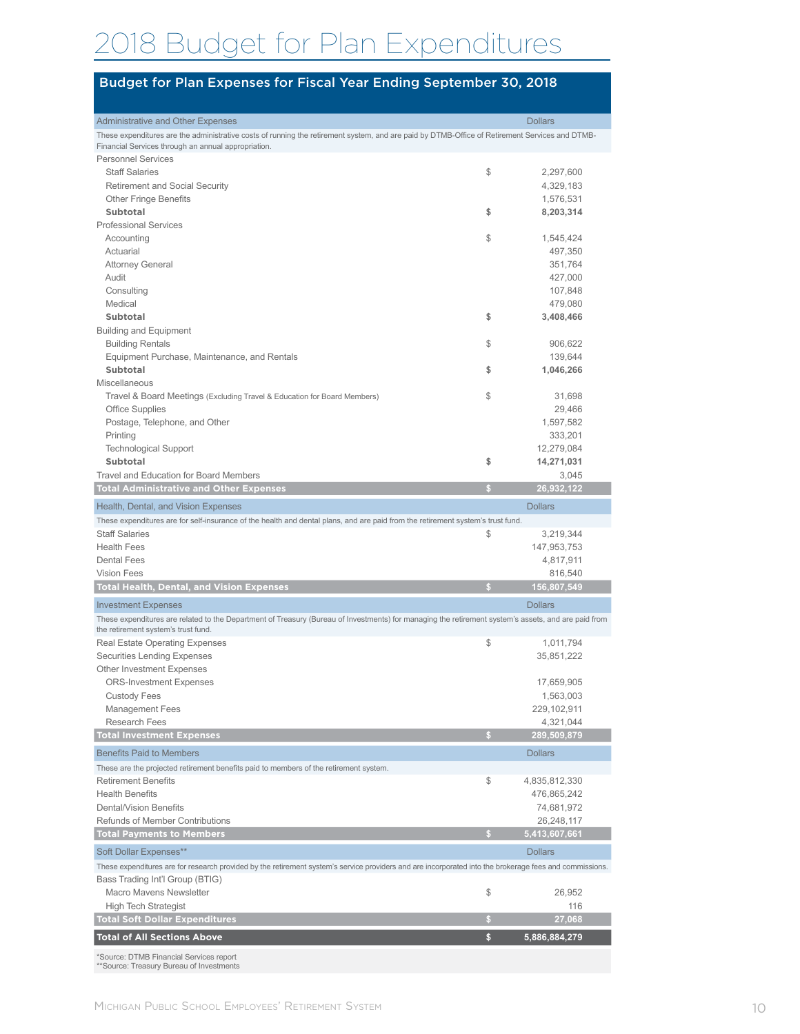# 2018 Budget for Plan Expenditures

## Budget for Plan Expenses for Fiscal Year Ending September 30, 2018

| Administrative and Other Expenses | | Dollars |
|---|---|---|
| These expenditures are the administrative costs of running the retirement system, and are paid by DTMB-Office of Retirement Services and DTMB-Financial Services through an annual appropriation. | | |
| Personnel Services | | |
| Staff Salaries | $ | 2,297,600 |
| Retirement and Social Security | | 4,329,183 |
| Other Fringe Benefits | | 1,576,531 |
| **Subtotal** | **$** | **8,203,314** |
| Professional Services | | |
| Accounting | $ | 1,545,424 |
| Actuarial | | 497,350 |
| Attorney General | | 351,764 |
| Audit | | 427,000 |
| Consulting | | 107,848 |
| Medical | | 479,080 |
| **Subtotal** | **$** | **3,408,466** |
| Building and Equipment | | |
| Building Rentals | $ | 906,622 |
| Equipment Purchase, Maintenance, and Rentals | | 139,644 |
| **Subtotal** | **$** | **1,046,266** |
| Miscellaneous | | |
| Travel & Board Meetings (Excluding Travel & Education for Board Members) | $ | 31,698 |
| Office Supplies | | 29,466 |
| Postage, Telephone, and Other | | 1,597,582 |
| Printing | | 333,201 |
| Technological Support | | 12,279,084 |
| **Subtotal** | **$** | **14,271,031** |
| Travel and Education for Board Members | | 3,045 |
| **Total Administrative and Other Expenses** | **$** | **26,932,122** |

| Health, Dental, and Vision Expenses | | Dollars |
|---|---|---|
| These expenditures are for self-insurance of the health and dental plans, and are paid from the retirement system's trust fund. | | |
| Staff Salaries | $ | 3,219,344 |
| Health Fees | | 147,953,753 |
| Dental Fees | | 4,817,911 |
| Vision Fees | | 816,540 |
| **Total Health, Dental, and Vision Expenses** | **$** | **156,807,549** |

| Investment Expenses | | Dollars |
|---|---|---|
| These expenditures are related to the Department of Treasury (Bureau of Investments) for managing the retirement system's assets, and are paid from the retirement system's trust fund. | | |
| Real Estate Operating Expenses | $ | 1,011,794 |
| Securities Lending Expenses | | 35,851,222 |
| Other Investment Expenses | | |
| ORS-Investment Expenses | | 17,659,905 |
| Custody Fees | | 1,563,003 |
| Management Fees | | 229,102,911 |
| Research Fees | | 4,321,044 |
| **Total Investment Expenses** | **$** | **289,509,879** |

| Benefits Paid to Members | | Dollars |
|---|---|---|
| These are the projected retirement benefits paid to members of the retirement system. | | |
| Retirement Benefits | $ | 4,835,812,330 |
| Health Benefits | | 476,865,242 |
| Dental/Vision Benefits | | 74,681,972 |
| Refunds of Member Contributions | | 26,248,117 |
| **Total Payments to Members** | **$** | **5,413,607,661** |

| Soft Dollar Expenses** | | Dollars |
|---|---|---|
| These expenditures are for research provided by the retirement system's service providers and are incorporated into the brokerage fees and commissions. | | |
| Bass Trading Int'l Group (BTIG) | | |
| Macro Mavens Newsletter | $ | 26,952 |
| High Tech Strategist | | 116 |
| **Total Soft Dollar Expenditures** | **$** | **27,068** |

| **Total of All Sections Above** | **$** | **5,886,884,279** |
|---|---|---|

*Source: DTMB Financial Services report
**Source: Treasury Bureau of Investments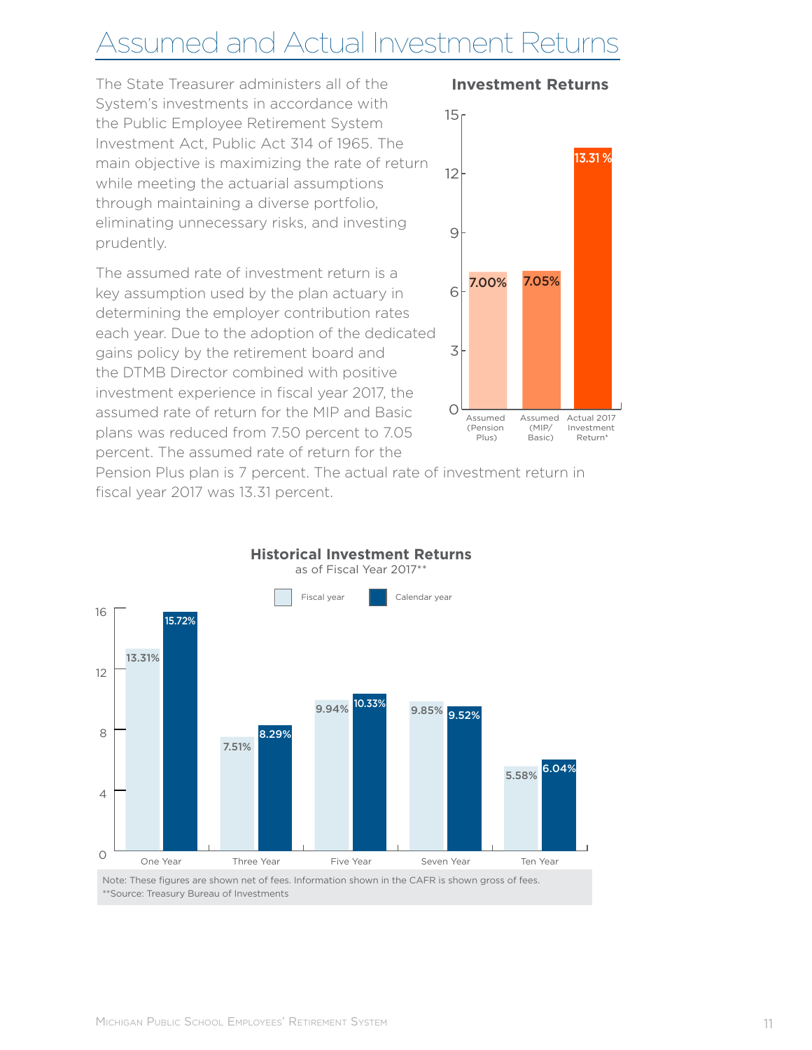# Assumed and Actual Investment Returns

The State Treasurer administers all of the System's investments in accordance with the Public Employee Retirement System Investment Act, Public Act 314 of 1965. The main objective is maximizing the rate of return while meeting the actuarial assumptions through maintaining a diverse portfolio, eliminating unnecessary risks, and investing prudently.

The assumed rate of investment return is a key assumption used by the plan actuary in determining the employer contribution rates each year. Due to the adoption of the dedicated gains policy by the retirement board and the DTMB Director combined with positive investment experience in fiscal year 2017, the assumed rate of return for the MIP and Basic plans was reduced from 7.50 percent to 7.05 percent. The assumed rate of return for the Pension Plus plan is 7 percent. The actual rate of investment return in fiscal year 2017 was 13.31 percent.

**Investment Returns**

| Assumed (Pension Plus) | Assumed (MIP/ Basic) | Actual 2017 Investment Return* |
|---|---|---|
| 7.00% | 7.05% | 13.31 % |

**Historical Investment Returns**
as of Fiscal Year 2017**

| | Fiscal year | Calendar year |
|---|---|---|
| One Year | 13.31% | 15.72% |
| Three Year | 7.51% | 8.29% |
| Five Year | 9.94% | 10.33% |
| Seven Year | 9.85% | 9.52% |
| Ten Year | 5.58% | 6.04% |

Note: These figures are shown net of fees. Information shown in the CAFR is shown gross of fees.
**Source: Treasury Bureau of Investments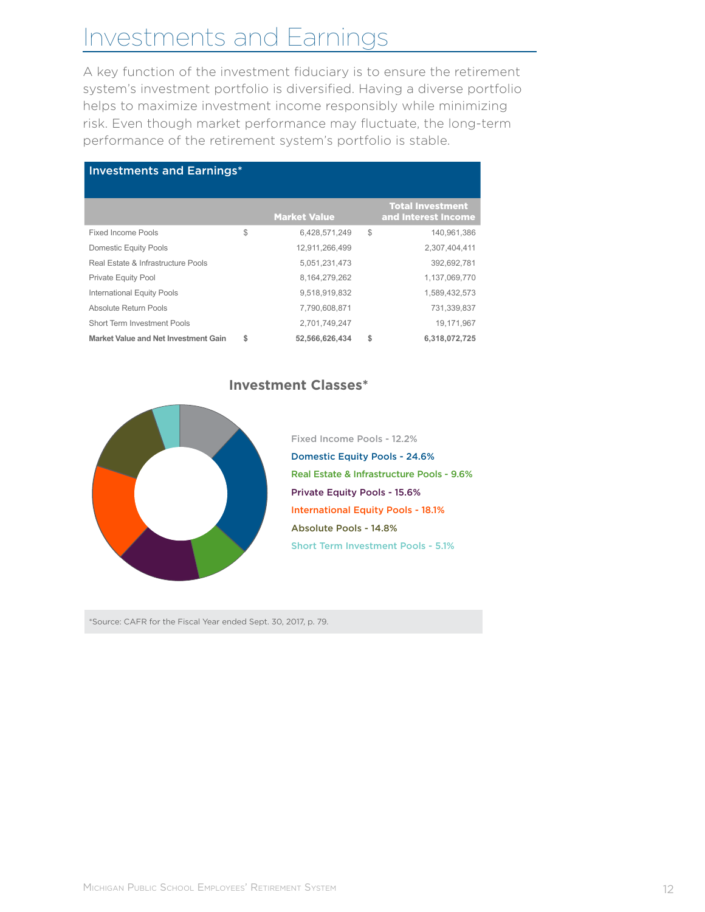# Investments and Earnings

A key function of the investment fiduciary is to ensure the retirement system's investment portfolio is diversified. Having a diverse portfolio helps to maximize investment income responsibly while minimizing risk. Even though market performance may fluctuate, the long-term performance of the retirement system's portfolio is stable.

**Investments and Earnings***

| | | Market Value | | Total Investment and Interest Income |
|---|---|---|---|---|
| Fixed Income Pools | $ | 6,428,571,249 | $ | 140,961,386 |
| Domestic Equity Pools | | 12,911,266,499 | | 2,307,404,411 |
| Real Estate & Infrastructure Pools | | 5,051,231,473 | | 392,692,781 |
| Private Equity Pool | | 8,164,279,262 | | 1,137,069,770 |
| International Equity Pools | | 9,518,919,832 | | 1,589,432,573 |
| Absolute Return Pools | | 7,790,608,871 | | 731,339,837 |
| Short Term Investment Pools | | 2,701,749,247 | | 19,171,967 |
| **Market Value and Net Investment Gain** | **$** | **52,566,626,434** | **$** | **6,318,072,725** |

**Investment Classes***

- Fixed Income Pools - 12.2%
- Domestic Equity Pools - 24.6%
- Real Estate & Infrastructure Pools - 9.6%
- Private Equity Pools - 15.6%
- International Equity Pools - 18.1%
- Absolute Pools - 14.8%
- Short Term Investment Pools - 5.1%

*Source: CAFR for the Fiscal Year ended Sept. 30, 2017, p. 79.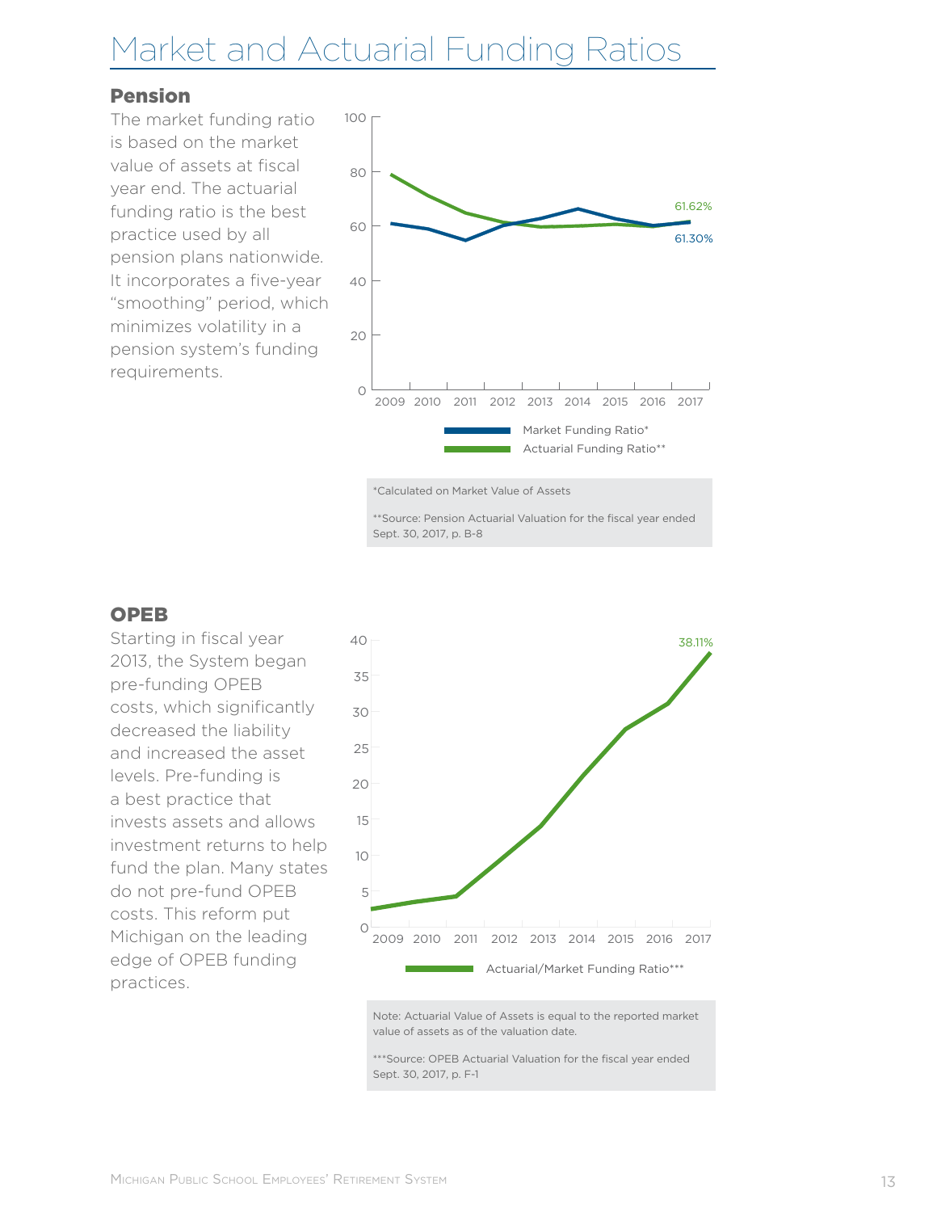# Market and Actuarial Funding Ratios

## Pension

The market funding ratio is based on the market value of assets at fiscal year end. The actuarial funding ratio is the best practice used by all pension plans nationwide. It incorporates a five-year "smoothing" period, which minimizes volatility in a pension system's funding requirements.

100
80
60
40
20
0

2009 2010 2011 2012 2013 2014 2015 2016 2017

61.62%
61.30%

Market Funding Ratio*
Actuarial Funding Ratio**

*Calculated on Market Value of Assets

**Source: Pension Actuarial Valuation for the fiscal year ended Sept. 30, 2017, p. B-8

## OPEB

Starting in fiscal year 2013, the System began pre-funding OPEB costs, which significantly decreased the liability and increased the asset levels. Pre-funding is a best practice that invests assets and allows investment returns to help fund the plan. Many states do not pre-fund OPEB costs. This reform put Michigan on the leading edge of OPEB funding practices.

40
35
30
25
20
15
10
5
0

2009 2010 2011 2012 2013 2014 2015 2016 2017

38.11%

Actuarial/Market Funding Ratio***

Note: Actuarial Value of Assets is equal to the reported market value of assets as of the valuation date.

***Source: OPEB Actuarial Valuation for the fiscal year ended Sept. 30, 2017, p. F-1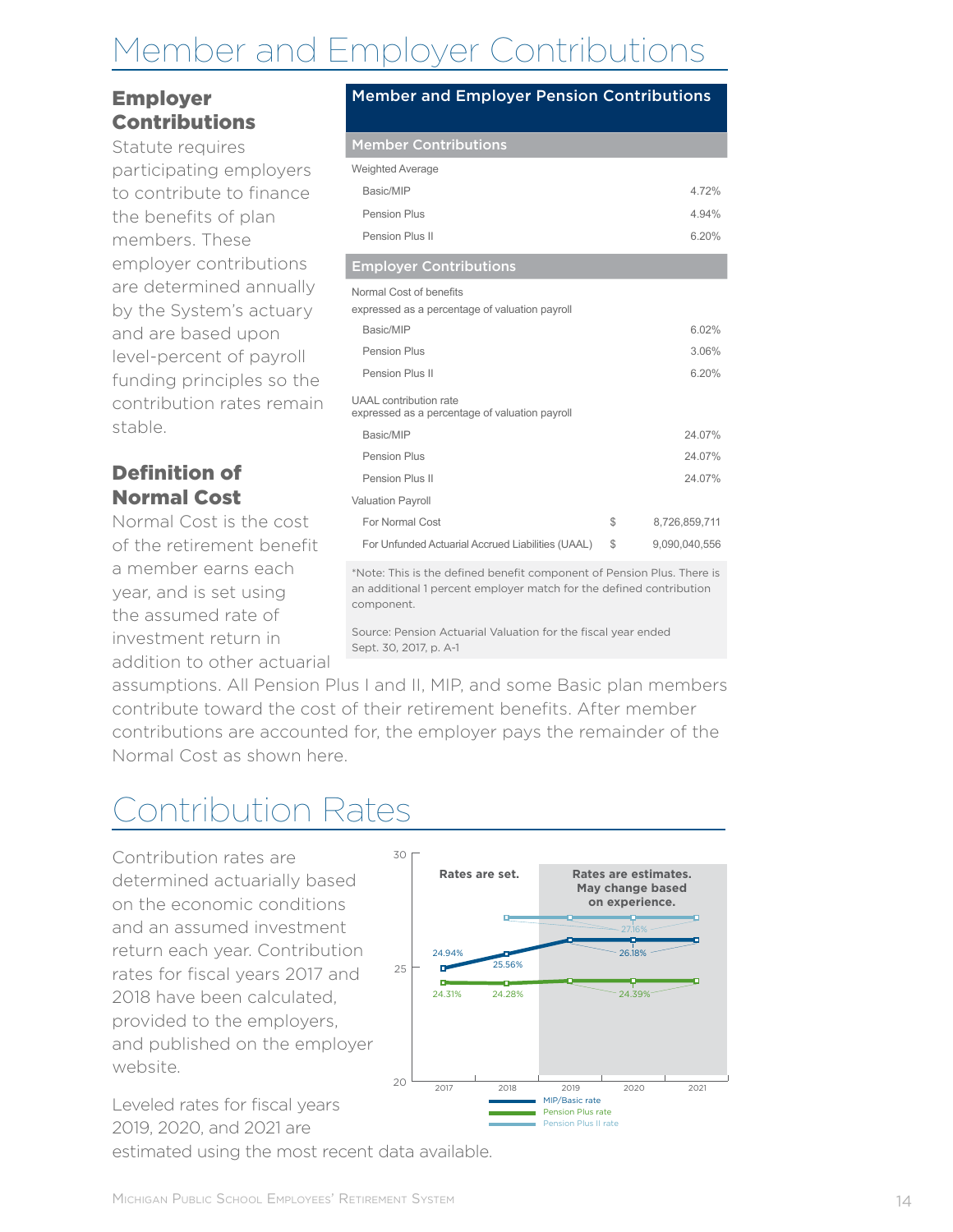# Member and Employer Contributions

### Employer Contributions

Statute requires participating employers to contribute to finance the benefits of plan members. These employer contributions are determined annually by the System's actuary and are based upon level-percent of payroll funding principles so the contribution rates remain stable.

| Member and Employer Pension Contributions | | |
|---|---|---|
| **Member Contributions** | | |
| Weighted Average | | |
| Basic/MIP | | 4.72% |
| Pension Plus | | 4.94% |
| Pension Plus II | | 6.20% |
| **Employer Contributions** | | |
| Normal Cost of benefits expressed as a percentage of valuation payroll | | |
| Basic/MIP | | 6.02% |
| Pension Plus | | 3.06% |
| Pension Plus II | | 6.20% |
| UAAL contribution rate expressed as a percentage of valuation payroll | | |
| Basic/MIP | | 24.07% |
| Pension Plus | | 24.07% |
| Pension Plus II | | 24.07% |
| Valuation Payroll | | |
| For Normal Cost | $ | 8,726,859,711 |
| For Unfunded Actuarial Accrued Liabilities (UAAL) | $ | 9,090,040,556 |

*Note: This is the defined benefit component of Pension Plus. There is an additional 1 percent employer match for the defined contribution component.

Source: Pension Actuarial Valuation for the fiscal year ended Sept. 30, 2017, p. A-1

### Definition of Normal Cost

Normal Cost is the cost of the retirement benefit a member earns each year, and is set using the assumed rate of investment return in addition to other actuarial assumptions. All Pension Plus I and II, MIP, and some Basic plan members contribute toward the cost of their retirement benefits. After member contributions are accounted for, the employer pays the remainder of the Normal Cost as shown here.

# Contribution Rates

Contribution rates are determined actuarially based on the economic conditions and an assumed investment return each year. Contribution rates for fiscal years 2017 and 2018 have been calculated, provided to the employers, and published on the employer website.

Leveled rates for fiscal years 2019, 2020, and 2021 are estimated using the most recent data available.

| | 2017 | 2018 | 2019 | 2020 | 2021 |
|---|---|---|---|---|---|
| | Rates are set. | | Rates are estimates. May change based on experience. | | |
| MIP/Basic rate | 24.94% | 25.56% | 26.18% | 26.18% | 26.18% |
| Pension Plus rate | 24.31% | 24.28% | 24.39% | 24.39% | 24.39% |
| Pension Plus II rate | | 27.16% | 27.16% | 27.16% | 27.16% |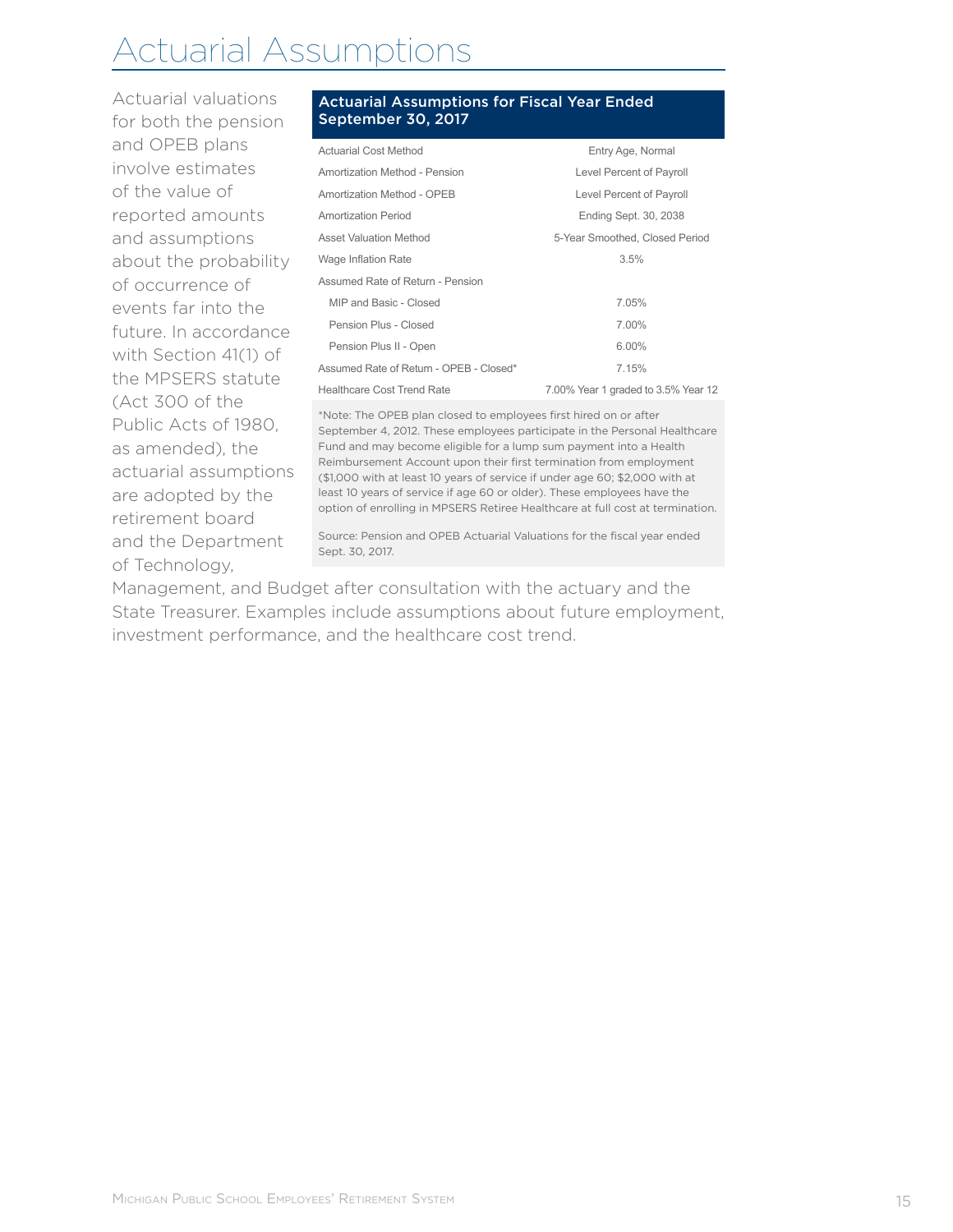# Actuarial Assumptions

Actuarial valuations for both the pension and OPEB plans involve estimates of the value of reported amounts and assumptions about the probability of occurrence of events far into the future. In accordance with Section 41(1) of the MPSERS statute (Act 300 of the Public Acts of 1980, as amended), the actuarial assumptions are adopted by the retirement board and the Department of Technology, Management, and Budget after consultation with the actuary and the State Treasurer. Examples include assumptions about future employment, investment performance, and the healthcare cost trend.

**Actuarial Assumptions for Fiscal Year Ended September 30, 2017**

| | |
|---|---|
| Actuarial Cost Method | Entry Age, Normal |
| Amortization Method - Pension | Level Percent of Payroll |
| Amortization Method - OPEB | Level Percent of Payroll |
| Amortization Period | Ending Sept. 30, 2038 |
| Asset Valuation Method | 5-Year Smoothed, Closed Period |
| Wage Inflation Rate | 3.5% |
| Assumed Rate of Return - Pension | |
| MIP and Basic - Closed | 7.05% |
| Pension Plus - Closed | 7.00% |
| Pension Plus II - Open | 6.00% |
| Assumed Rate of Return - OPEB - Closed* | 7.15% |
| Healthcare Cost Trend Rate | 7.00% Year 1 graded to 3.5% Year 12 |

*Note: The OPEB plan closed to employees first hired on or after September 4, 2012. These employees participate in the Personal Healthcare Fund and may become eligible for a lump sum payment into a Health Reimbursement Account upon their first termination from employment ($1,000 with at least 10 years of service if under age 60; $2,000 with at least 10 years of service if age 60 or older). These employees have the option of enrolling in MPSERS Retiree Healthcare at full cost at termination.

Source: Pension and OPEB Actuarial Valuations for the fiscal year ended Sept. 30, 2017.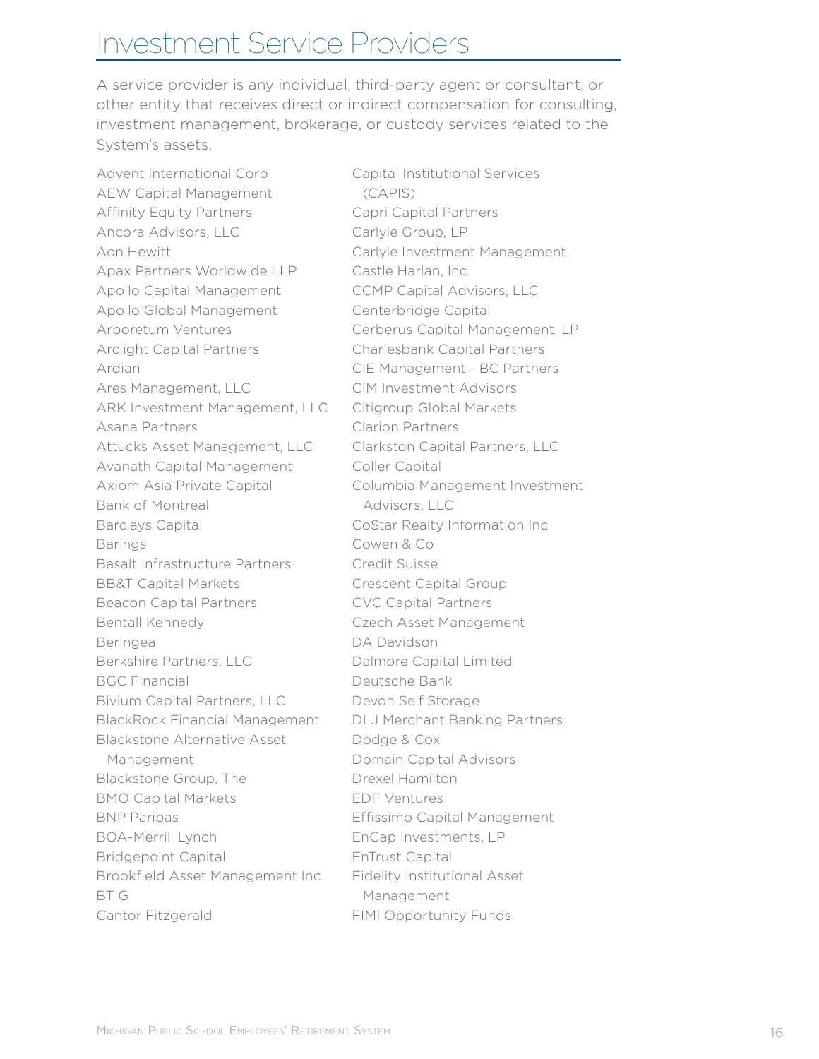# Investment Service Providers

A service provider is any individual, third-party agent or consultant, or other entity that receives direct or indirect compensation for consulting, investment management, brokerage, or custody services related to the System's assets.

Advent International Corp
AEW Capital Management
Affinity Equity Partners
Ancora Advisors, LLC
Aon Hewitt
Apax Partners Worldwide LLP
Apollo Capital Management
Apollo Global Management
Arboretum Ventures
Arclight Capital Partners
Ardian
Ares Management, LLC
ARK Investment Management, LLC
Asana Partners
Attucks Asset Management, LLC
Avanath Capital Management
Axiom Asia Private Capital
Bank of Montreal
Barclays Capital
Barings
Basalt Infrastructure Partners
BB&T Capital Markets
Beacon Capital Partners
Bentall Kennedy
Beringea
Berkshire Partners, LLC
BGC Financial
Bivium Capital Partners, LLC
BlackRock Financial Management
Blackstone Alternative Asset Management
Blackstone Group, The
BMO Capital Markets
BNP Paribas
BOA-Merrill Lynch
Bridgepoint Capital
Brookfield Asset Management Inc
BTIG
Cantor Fitzgerald
Capital Institutional Services (CAPIS)
Capri Capital Partners
Carlyle Group, LP
Carlyle Investment Management
Castle Harlan, Inc
CCMP Capital Advisors, LLC
Centerbridge Capital
Cerberus Capital Management, LP
Charlesbank Capital Partners
CIE Management - BC Partners
CIM Investment Advisors
Citigroup Global Markets
Clarion Partners
Clarkston Capital Partners, LLC
Coller Capital
Columbia Management Investment Advisors, LLC
CoStar Realty Information Inc
Cowen & Co
Credit Suisse
Crescent Capital Group
CVC Capital Partners
Czech Asset Management
DA Davidson
Dalmore Capital Limited
Deutsche Bank
Devon Self Storage
DLJ Merchant Banking Partners
Dodge & Cox
Domain Capital Advisors
Drexel Hamilton
EDF Ventures
Effissimo Capital Management
EnCap Investments, LP
EnTrust Capital
Fidelity Institutional Asset Management
FIMI Opportunity Funds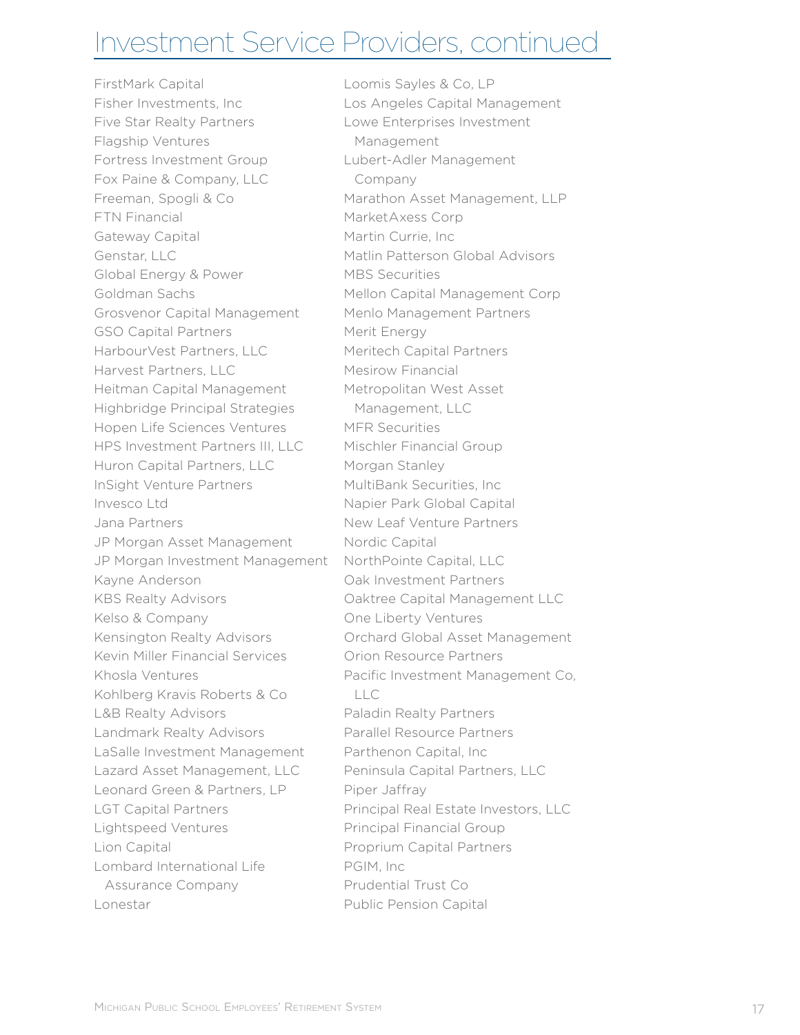# Investment Service Providers, continued

FirstMark Capital
Fisher Investments, Inc
Five Star Realty Partners
Flagship Ventures
Fortress Investment Group
Fox Paine & Company, LLC
Freeman, Spogli & Co
FTN Financial
Gateway Capital
Genstar, LLC
Global Energy & Power
Goldman Sachs
Grosvenor Capital Management
GSO Capital Partners
HarbourVest Partners, LLC
Harvest Partners, LLC
Heitman Capital Management
Highbridge Principal Strategies
Hopen Life Sciences Ventures
HPS Investment Partners III, LLC
Huron Capital Partners, LLC
InSight Venture Partners
Invesco Ltd
Jana Partners
JP Morgan Asset Management
JP Morgan Investment Management
Kayne Anderson
KBS Realty Advisors
Kelso & Company
Kensington Realty Advisors
Kevin Miller Financial Services
Khosla Ventures
Kohlberg Kravis Roberts & Co
L&B Realty Advisors
Landmark Realty Advisors
LaSalle Investment Management
Lazard Asset Management, LLC
Leonard Green & Partners, LP
LGT Capital Partners
Lightspeed Ventures
Lion Capital
Lombard International Life Assurance Company
Lonestar
Loomis Sayles & Co, LP
Los Angeles Capital Management
Lowe Enterprises Investment Management
Lubert-Adler Management Company
Marathon Asset Management, LLP
MarketAxess Corp
Martin Currie, Inc
Matlin Patterson Global Advisors
MBS Securities
Mellon Capital Management Corp
Menlo Management Partners
Merit Energy
Meritech Capital Partners
Mesirow Financial
Metropolitan West Asset Management, LLC
MFR Securities
Mischler Financial Group
Morgan Stanley
MultiBank Securities, Inc
Napier Park Global Capital
New Leaf Venture Partners
Nordic Capital
NorthPointe Capital, LLC
Oak Investment Partners
Oaktree Capital Management LLC
One Liberty Ventures
Orchard Global Asset Management
Orion Resource Partners
Pacific Investment Management Co, LLC
Paladin Realty Partners
Parallel Resource Partners
Parthenon Capital, Inc
Peninsula Capital Partners, LLC
Piper Jaffray
Principal Real Estate Investors, LLC
Principal Financial Group
Proprium Capital Partners
PGIM, Inc
Prudential Trust Co
Public Pension Capital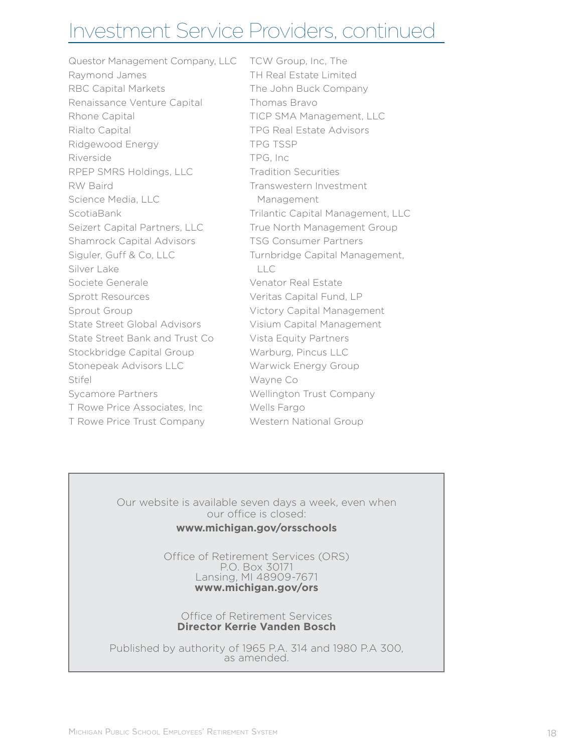# Investment Service Providers, continued

Questor Management Company, LLC
Raymond James
RBC Capital Markets
Renaissance Venture Capital
Rhone Capital
Rialto Capital
Ridgewood Energy
Riverside
RPEP SMRS Holdings, LLC
RW Baird
Science Media, LLC
ScotiaBank
Seizert Capital Partners, LLC
Shamrock Capital Advisors
Siguler, Guff & Co, LLC
Silver Lake
Societe Generale
Sprott Resources
Sprout Group
State Street Global Advisors
State Street Bank and Trust Co
Stockbridge Capital Group
Stonepeak Advisors LLC
Stifel
Sycamore Partners
T Rowe Price Associates, Inc
T Rowe Price Trust Company
TCW Group, Inc, The
TH Real Estate Limited
The John Buck Company
Thomas Bravo
TICP SMA Management, LLC
TPG Real Estate Advisors
TPG TSSP
TPG, Inc
Tradition Securities
Transwestern Investment Management
Trilantic Capital Management, LLC
True North Management Group
TSG Consumer Partners
Turnbridge Capital Management, LLC
Venator Real Estate
Veritas Capital Fund, LP
Victory Capital Management
Visium Capital Management
Vista Equity Partners
Warburg, Pincus LLC
Warwick Energy Group
Wayne Co
Wellington Trust Company
Wells Fargo
Western National Group

Our website is available seven days a week, even when our office is closed:
**www.michigan.gov/orsschools**

Office of Retirement Services (ORS)
P.O. Box 30171
Lansing, MI 48909-7671
**www.michigan.gov/ors**

Office of Retirement Services
**Director Kerrie Vanden Bosch**

Published by authority of 1965 P.A. 314 and 1980 P.A 300, as amended.